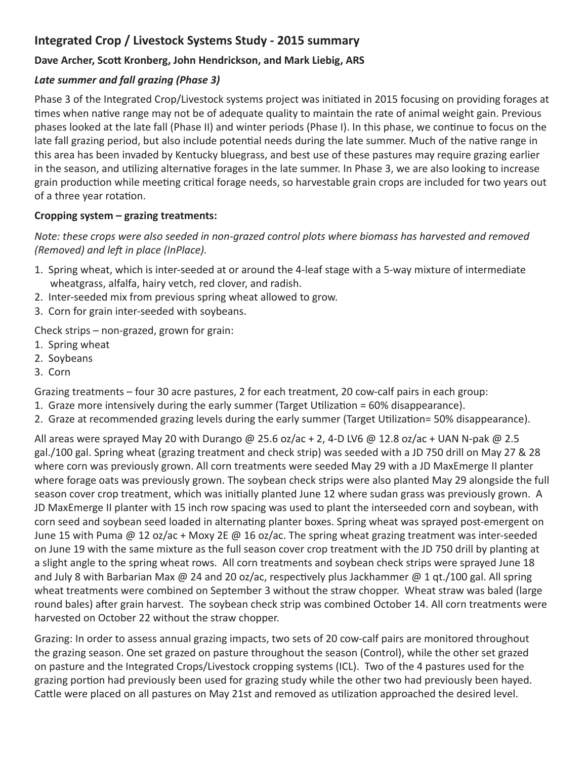## Integrated Crop / Livestock Systems Study - 2015 summary

**Dave Archer, Scott Kronberg, John Hendrickson, and Mark Liebig, ARS**

***Late summer and fall grazing (Phase 3)***

Phase 3 of the Integrated Crop/Livestock systems project was initiated in 2015 focusing on providing forages at times when native range may not be of adequate quality to maintain the rate of animal weight gain. Previous phases looked at the late fall (Phase II) and winter periods (Phase I). In this phase, we continue to focus on the late fall grazing period, but also include potential needs during the late summer. Much of the native range in this area has been invaded by Kentucky bluegrass, and best use of these pastures may require grazing earlier in the season, and utilizing alternative forages in the late summer. In Phase 3, we are also looking to increase grain production while meeting critical forage needs, so harvestable grain crops are included for two years out of a three year rotation.

**Cropping system – grazing treatments:**

*Note: these crops were also seeded in non-grazed control plots where biomass has harvested and removed (Removed) and left in place (InPlace).*

1. Spring wheat, which is inter-seeded at or around the 4-leaf stage with a 5-way mixture of intermediate wheatgrass, alfalfa, hairy vetch, red clover, and radish.
2. Inter-seeded mix from previous spring wheat allowed to grow.
3. Corn for grain inter-seeded with soybeans.

Check strips – non-grazed, grown for grain:

1. Spring wheat
2. Soybeans
3. Corn

Grazing treatments – four 30 acre pastures, 2 for each treatment, 20 cow-calf pairs in each group:

1. Graze more intensively during the early summer (Target Utilization = 60% disappearance).
2. Graze at recommended grazing levels during the early summer (Target Utilization= 50% disappearance).

All areas were sprayed May 20 with Durango @ 25.6 oz/ac + 2, 4-D LV6 @ 12.8 oz/ac + UAN N-pak @ 2.5 gal./100 gal. Spring wheat (grazing treatment and check strip) was seeded with a JD 750 drill on May 27 & 28 where corn was previously grown. All corn treatments were seeded May 29 with a JD MaxEmerge II planter where forage oats was previously grown. The soybean check strips were also planted May 29 alongside the full season cover crop treatment, which was initially planted June 12 where sudan grass was previously grown. A JD MaxEmerge II planter with 15 inch row spacing was used to plant the interseeded corn and soybean, with corn seed and soybean seed loaded in alternating planter boxes. Spring wheat was sprayed post-emergent on June 15 with Puma @ 12 oz/ac + Moxy 2E @ 16 oz/ac. The spring wheat grazing treatment was inter-seeded on June 19 with the same mixture as the full season cover crop treatment with the JD 750 drill by planting at a slight angle to the spring wheat rows. All corn treatments and soybean check strips were sprayed June 18 and July 8 with Barbarian Max @ 24 and 20 oz/ac, respectively plus Jackhammer @ 1 qt./100 gal. All spring wheat treatments were combined on September 3 without the straw chopper. Wheat straw was baled (large round bales) after grain harvest. The soybean check strip was combined October 14. All corn treatments were harvested on October 22 without the straw chopper.

Grazing: In order to assess annual grazing impacts, two sets of 20 cow-calf pairs are monitored throughout the grazing season. One set grazed on pasture throughout the season (Control), while the other set grazed on pasture and the Integrated Crops/Livestock cropping systems (ICL). Two of the 4 pastures used for the grazing portion had previously been used for grazing study while the other two had previously been hayed. Cattle were placed on all pastures on May 21st and removed as utilization approached the desired level.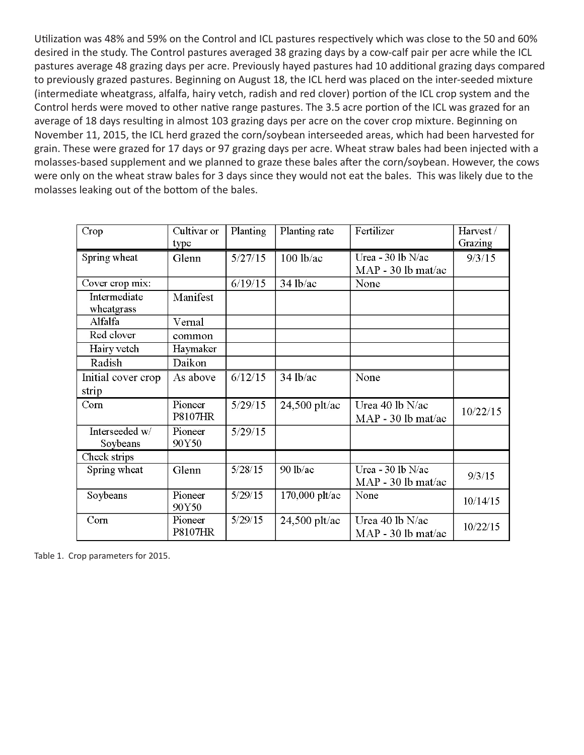Utilization was 48% and 59% on the Control and ICL pastures respectively which was close to the 50 and 60% desired in the study. The Control pastures averaged 38 grazing days by a cow-calf pair per acre while the ICL pastures average 48 grazing days per acre. Previously hayed pastures had 10 additional grazing days compared to previously grazed pastures. Beginning on August 18, the ICL herd was placed on the inter-seeded mixture (intermediate wheatgrass, alfalfa, hairy vetch, radish and red clover) portion of the ICL crop system and the Control herds were moved to other native range pastures. The 3.5 acre portion of the ICL was grazed for an average of 18 days resulting in almost 103 grazing days per acre on the cover crop mixture. Beginning on November 11, 2015, the ICL herd grazed the corn/soybean interseeded areas, which had been harvested for grain. These were grazed for 17 days or 97 grazing days per acre. Wheat straw bales had been injected with a molasses-based supplement and we planned to graze these bales after the corn/soybean. However, the cows were only on the wheat straw bales for 3 days since they would not eat the bales. This was likely due to the molasses leaking out of the bottom of the bales.

| Crop | Cultivar or type | Planting | Planting rate | Fertilizer | Harvest / Grazing |
|---|---|---|---|---|---|
| Spring wheat | Glenn | 5/27/15 | 100 lb/ac | Urea - 30 lb N/ac<br>MAP - 30 lb mat/ac | 9/3/15 |
| Cover crop mix: | | 6/19/15 | 34 lb/ac | None | |
| Intermediate wheatgrass | Manifest | | | | |
| Alfalfa | Vernal | | | | |
| Red clover | common | | | | |
| Hairy vetch | Haymaker | | | | |
| Radish | Daikon | | | | |
| Initial cover crop strip | As above | 6/12/15 | 34 lb/ac | None | |
| Corn | Pioneer P8107HR | 5/29/15 | 24,500 plt/ac | Urea 40 lb N/ac<br>MAP - 30 lb mat/ac | 10/22/15 |
| Interseeded w/ Soybeans | Pioneer 90Y50 | 5/29/15 | | | |
| Check strips | | | | | |
| Spring wheat | Glenn | 5/28/15 | 90 lb/ac | Urea - 30 lb N/ac<br>MAP - 30 lb mat/ac | 9/3/15 |
| Soybeans | Pioneer 90Y50 | 5/29/15 | 170,000 plt/ac | None | 10/14/15 |
| Corn | Pioneer P8107HR | 5/29/15 | 24,500 plt/ac | Urea 40 lb N/ac<br>MAP - 30 lb mat/ac | 10/22/15 |

Table 1. Crop parameters for 2015.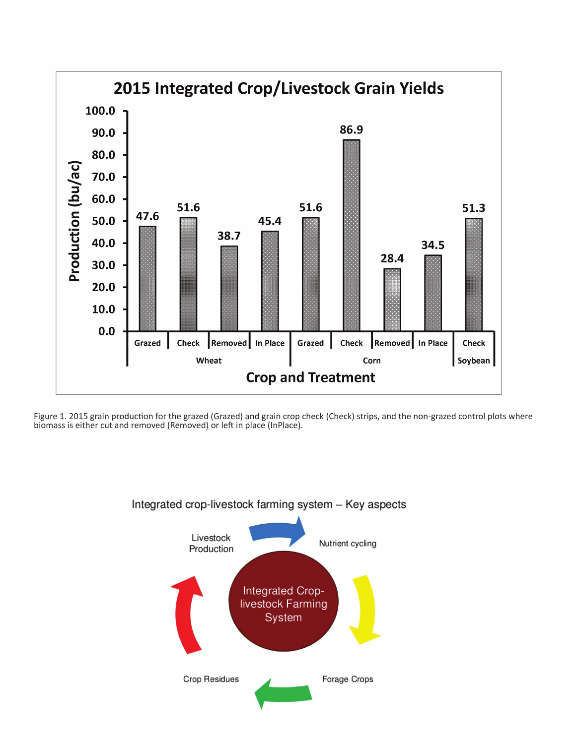2015 Integrated Crop/Livestock Grain Yields

Production (bu/ac)

100.0
90.0
80.0
70.0
60.0
50.0
40.0
30.0
20.0
10.0
0.0

47.6
51.6
38.7
45.4
51.6
86.9
28.4
34.5
51.3

Grazed
Check
Removed
In Place
Grazed
Check
Removed
In Place
Check

Wheat
Corn
Soybean

Crop and Treatment

Figure 1. 2015 grain production for the grazed (Grazed) and grain crop check (Check) strips, and the non-grazed control plots where biomass is either cut and removed (Removed) or left in place (InPlace).

Integrated crop-livestock farming system – Key aspects

Integrated Crop-livestock Farming System

Livestock Production

Nutrient cycling

Forage Crops

Crop Residues